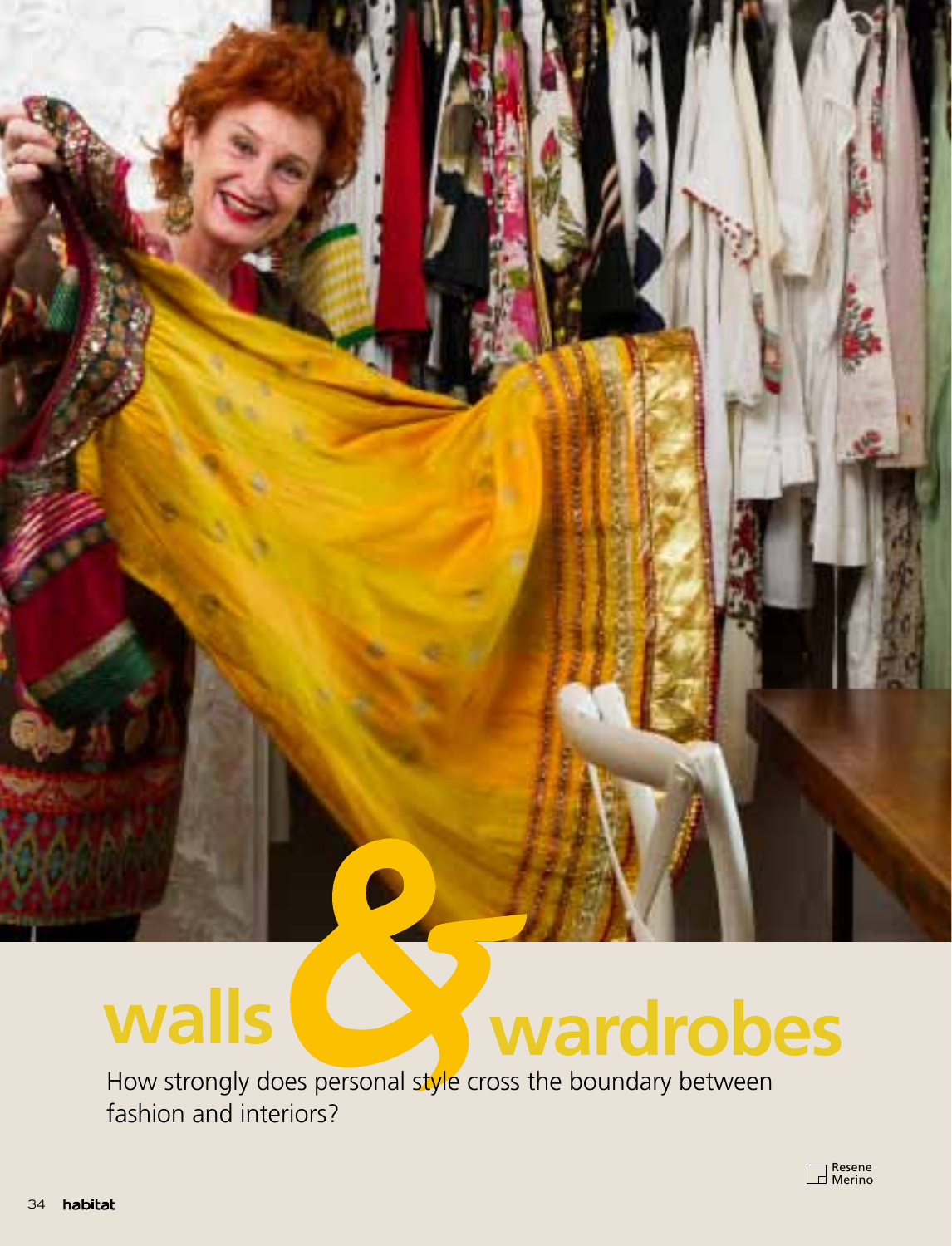# walls & wardrobes

How strongly does personal style cross the boundary between fashion and interiors?

Resene Merino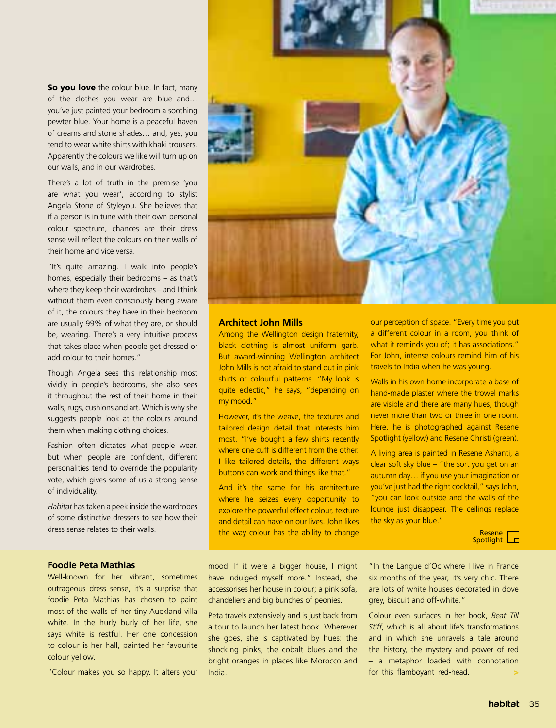**So you love** the colour blue. In fact, many of the clothes you wear are blue and… you've just painted your bedroom a soothing pewter blue. Your home is a peaceful haven of creams and stone shades… and, yes, you tend to wear white shirts with khaki trousers. Apparently the colours we like will turn up on our walls, and in our wardrobes.

There's a lot of truth in the premise 'you are what you wear', according to stylist Angela Stone of Styleyou. She believes that if a person is in tune with their own personal colour spectrum, chances are their dress sense will reflect the colours on their walls of their home and vice versa.

"It's quite amazing. I walk into people's homes, especially their bedrooms – as that's where they keep their wardrobes – and I think without them even consciously being aware of it, the colours they have in their bedroom are usually 99% of what they are, or should be, wearing. There's a very intuitive process that takes place when people get dressed or add colour to their homes."

Though Angela sees this relationship most vividly in people's bedrooms, she also sees it throughout the rest of their home in their walls, rugs, cushions and art. Which is why she suggests people look at the colours around them when making clothing choices.

Fashion often dictates what people wear, but when people are confident, different personalities tend to override the popularity vote, which gives some of us a strong sense of individuality.

*Habitat* has taken a peek inside the wardrobes of some distinctive dressers to see how their dress sense relates to their walls.

## Architect John Mills

Among the Wellington design fraternity, black clothing is almost uniform garb. But award-winning Wellington architect John Mills is not afraid to stand out in pink shirts or colourful patterns. "My look is quite eclectic," he says, "depending on my mood."

However, it's the weave, the textures and tailored design detail that interests him most. "I've bought a few shirts recently where one cuff is different from the other. I like tailored details, the different ways buttons can work and things like that."

And it's the same for his architecture where he seizes every opportunity to explore the powerful effect colour, texture and detail can have on our lives. John likes the way colour has the ability to change our perception of space. "Every time you put a different colour in a room, you think of what it reminds you of; it has associations." For John, intense colours remind him of his travels to India when he was young.

Walls in his own home incorporate a base of hand-made plaster where the trowel marks are visible and there are many hues, though never more than two or three in one room. Here, he is photographed against Resene Spotlight (yellow) and Resene Christi (green).

A living area is painted in Resene Ashanti, a clear soft sky blue – "the sort you get on an autumn day… if you use your imagination or you've just had the right cocktail," says John, "you can look outside and the walls of the lounge just disappear. The ceilings replace the sky as your blue."

Resene Spotlight

## Foodie Peta Mathias

Well-known for her vibrant, sometimes outrageous dress sense, it's a surprise that foodie Peta Mathias has chosen to paint most of the walls of her tiny Auckland villa white. In the hurly burly of her life, she says white is restful. Her one concession to colour is her hall, painted her favourite colour yellow.

"Colour makes you so happy. It alters your mood. If it were a bigger house, I might have indulged myself more." Instead, she accessorises her house in colour; a pink sofa, chandeliers and big bunches of peonies.

Peta travels extensively and is just back from a tour to launch her latest book. Wherever she goes, she is captivated by hues: the shocking pinks, the cobalt blues and the bright oranges in places like Morocco and India.

"In the Langue d'Oc where I live in France six months of the year, it's very chic. There are lots of white houses decorated in dove grey, biscuit and off-white."

Colour even surfaces in her book, *Beat Till Stiff*, which is all about life's transformations and in which she unravels a tale around the history, the mystery and power of red – a metaphor loaded with connotation for this flamboyant red-head. >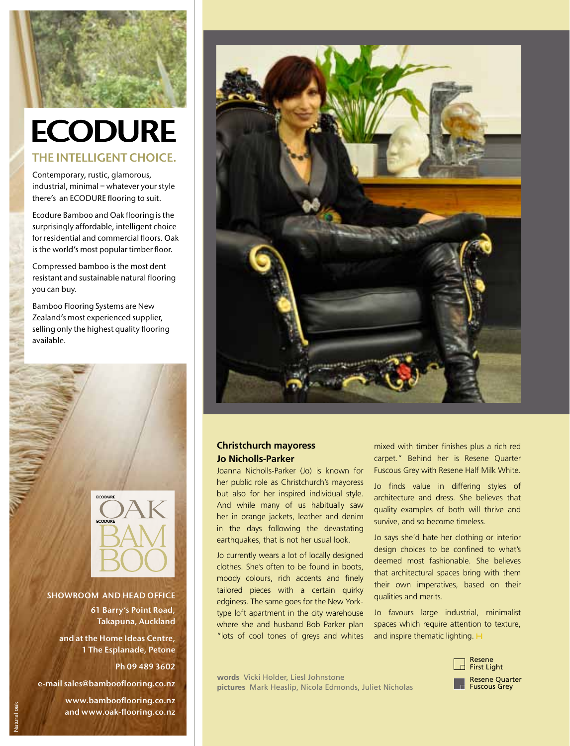# ECODURE

## THE INTELLIGENT CHOICE.

Contemporary, rustic, glamorous, industrial, minimal – whatever your style there's an ECODURE flooring to suit.

Ecodure Bamboo and Oak flooring is the surprisingly affordable, intelligent choice for residential and commercial floors. Oak is the world's most popular timber floor.

Compressed bamboo is the most dent resistant and sustainable natural flooring you can buy.

Bamboo Flooring Systems are New Zealand's most experienced supplier, selling only the highest quality flooring available.

ECODURE OAK

ECODURE BAMBOO

**SHOWROOM AND HEAD OFFICE**

**61 Barry's Point Road, Takapuna, Auckland**

**and at the Home Ideas Centre, 1 The Esplanade, Petone**

**Ph 09 489 3602**

**e-mail sales@bambooflooring.co.nz**

**www.bambooflooring.co.nz and www.oak-flooring.co.nz**

Natural oak

### Christchurch mayoress Jo Nicholls-Parker

Joanna Nicholls-Parker (Jo) is known for her public role as Christchurch's mayoress but also for her inspired individual style. And while many of us habitually saw her in orange jackets, leather and denim in the days following the devastating earthquakes, that is not her usual look.

Jo currently wears a lot of locally designed clothes. She's often to be found in boots, moody colours, rich accents and finely tailored pieces with a certain quirky edginess. The same goes for the New York-type loft apartment in the city warehouse where she and husband Bob Parker plan "lots of cool tones of greys and whites mixed with timber finishes plus a rich red carpet." Behind her is Resene Quarter Fuscous Grey with Resene Half Milk White.

Jo finds value in differing styles of architecture and dress. She believes that quality examples of both will thrive and survive, and so become timeless.

Jo says she'd hate her clothing or interior design choices to be confined to what's deemed most fashionable. She believes that architectural spaces bring with them their own imperatives, based on their qualities and merits.

Jo favours large industrial, minimalist spaces which require attention to texture, and inspire thematic lighting.

Resene First Light

Resene Quarter Fuscous Grey

**words** Vicki Holder, Liesl Johnstone
**pictures** Mark Heaslip, Nicola Edmonds, Juliet Nicholas